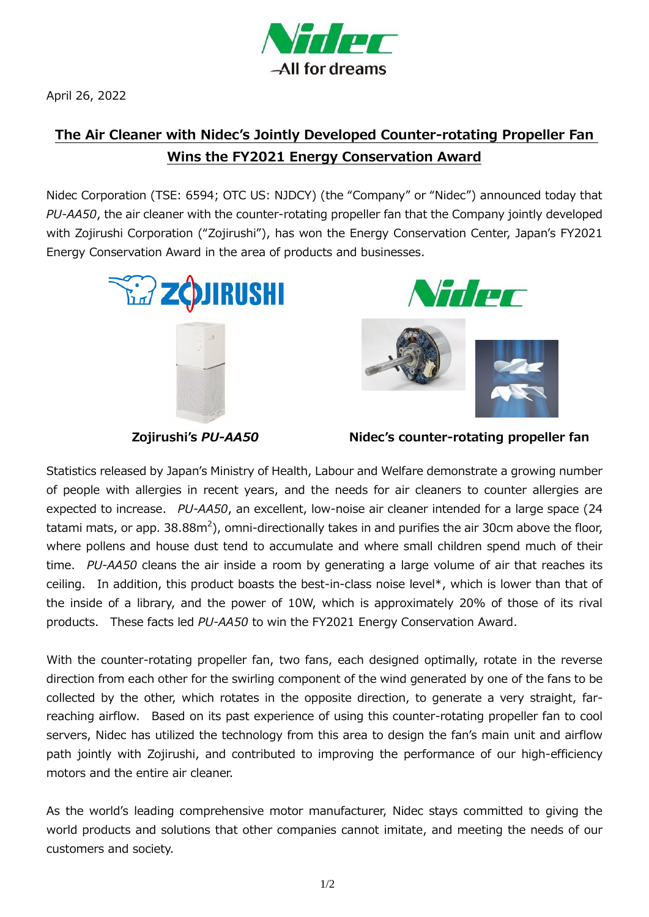April 26, 2022

# The Air Cleaner with Nidec's Jointly Developed Counter-rotating Propeller Fan Wins the FY2021 Energy Conservation Award

Nidec Corporation (TSE: 6594; OTC US: NJDCY) (the "Company" or "Nidec") announced today that *PU-AA50*, the air cleaner with the counter-rotating propeller fan that the Company jointly developed with Zojirushi Corporation ("Zojirushi"), has won the Energy Conservation Center, Japan's FY2021 Energy Conservation Award in the area of products and businesses.

**Zojirushi's *PU-AA50***

**Nidec's counter-rotating propeller fan**

Statistics released by Japan's Ministry of Health, Labour and Welfare demonstrate a growing number of people with allergies in recent years, and the needs for air cleaners to counter allergies are expected to increase. *PU-AA50*, an excellent, low-noise air cleaner intended for a large space (24 tatami mats, or app. 38.88m$^2$), omni-directionally takes in and purifies the air 30cm above the floor, where pollens and house dust tend to accumulate and where small children spend much of their time. *PU-AA50* cleans the air inside a room by generating a large volume of air that reaches its ceiling. In addition, this product boasts the best-in-class noise level*, which is lower than that of the inside of a library, and the power of 10W, which is approximately 20% of those of its rival products. These facts led *PU-AA50* to win the FY2021 Energy Conservation Award.

With the counter-rotating propeller fan, two fans, each designed optimally, rotate in the reverse direction from each other for the swirling component of the wind generated by one of the fans to be collected by the other, which rotates in the opposite direction, to generate a very straight, far-reaching airflow. Based on its past experience of using this counter-rotating propeller fan to cool servers, Nidec has utilized the technology from this area to design the fan's main unit and airflow path jointly with Zojirushi, and contributed to improving the performance of our high-efficiency motors and the entire air cleaner.

As the world's leading comprehensive motor manufacturer, Nidec stays committed to giving the world products and solutions that other companies cannot imitate, and meeting the needs of our customers and society.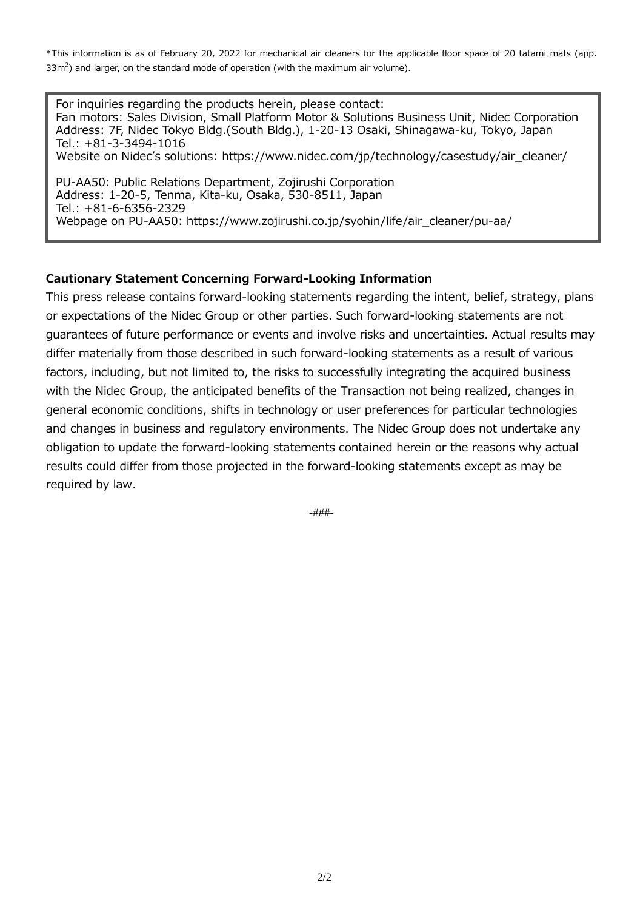*This information is as of February 20, 2022 for mechanical air cleaners for the applicable floor space of 20 tatami mats (app. 33m$^2$) and larger, on the standard mode of operation (with the maximum air volume).

For inquiries regarding the products herein, please contact:
Fan motors: Sales Division, Small Platform Motor & Solutions Business Unit, Nidec Corporation
Address: 7F, Nidec Tokyo Bldg.(South Bldg.), 1-20-13 Osaki, Shinagawa-ku, Tokyo, Japan
Tel.: +81-3-3494-1016
Website on Nidec's solutions: https://www.nidec.com/jp/technology/casestudy/air_cleaner/

PU-AA50: Public Relations Department, Zojirushi Corporation
Address: 1-20-5, Tenma, Kita-ku, Osaka, 530-8511, Japan
Tel.: +81-6-6356-2329
Webpage on PU-AA50: https://www.zojirushi.co.jp/syohin/life/air_cleaner/pu-aa/

**Cautionary Statement Concerning Forward-Looking Information**

This press release contains forward-looking statements regarding the intent, belief, strategy, plans or expectations of the Nidec Group or other parties. Such forward-looking statements are not guarantees of future performance or events and involve risks and uncertainties. Actual results may differ materially from those described in such forward-looking statements as a result of various factors, including, but not limited to, the risks to successfully integrating the acquired business with the Nidec Group, the anticipated benefits of the Transaction not being realized, changes in general economic conditions, shifts in technology or user preferences for particular technologies and changes in business and regulatory environments. The Nidec Group does not undertake any obligation to update the forward-looking statements contained herein or the reasons why actual results could differ from those projected in the forward-looking statements except as may be required by law.

-###-